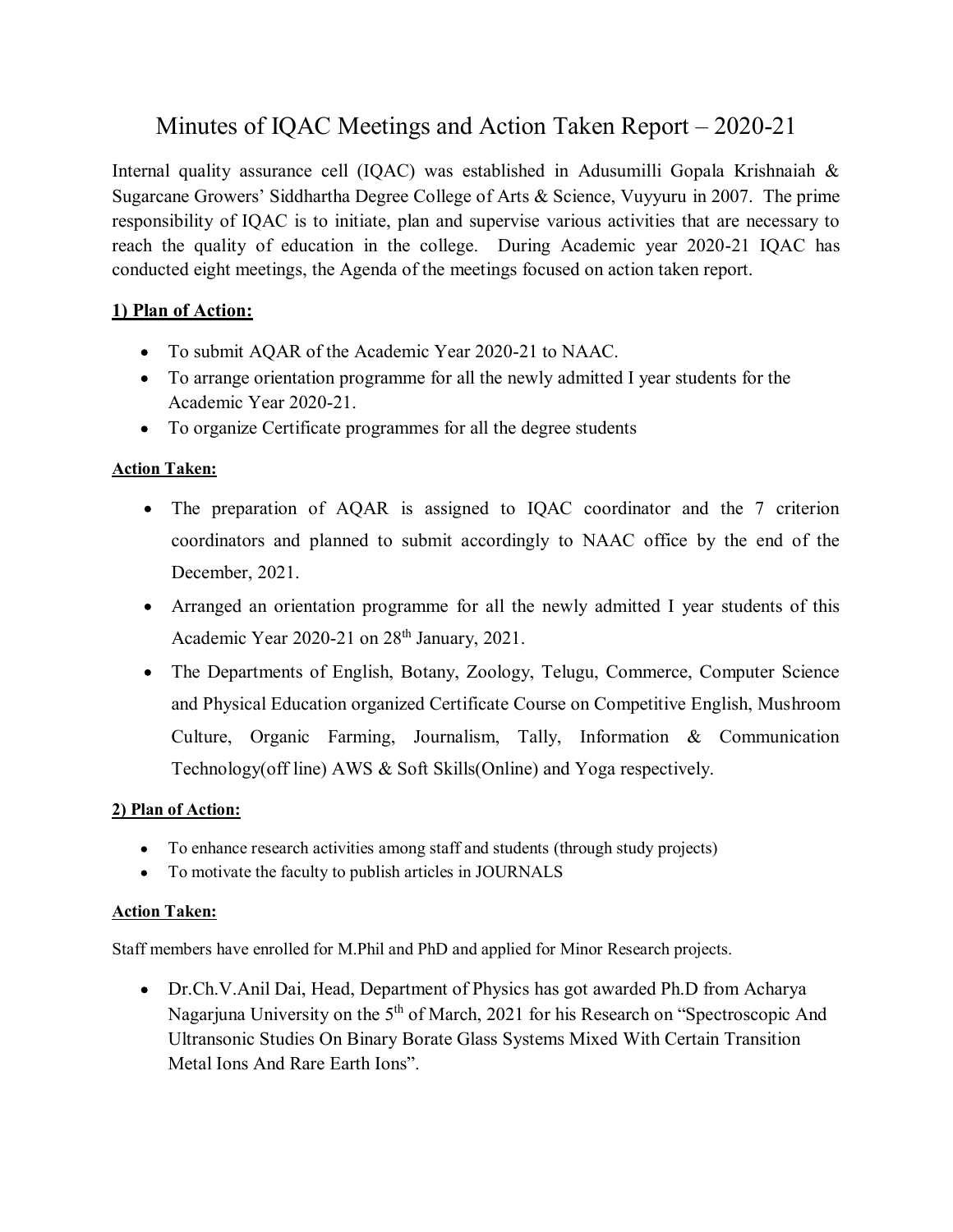# Minutes of IQAC Meetings and Action Taken Report – 2020-21

Internal quality assurance cell (IQAC) was established in Adusumilli Gopala Krishnaiah & Sugarcane Growers' Siddhartha Degree College of Arts & Science, Vuyyuru in 2007. The prime responsibility of IQAC is to initiate, plan and supervise various activities that are necessary to reach the quality of education in the college. During Academic year 2020-21 IQAC has conducted eight meetings, the Agenda of the meetings focused on action taken report.

**1) Plan of Action:**

- To submit AQAR of the Academic Year 2020-21 to NAAC.
- To arrange orientation programme for all the newly admitted I year students for the Academic Year 2020-21.
- To organize Certificate programmes for all the degree students

**Action Taken:**

- The preparation of AQAR is assigned to IQAC coordinator and the 7 criterion coordinators and planned to submit accordingly to NAAC office by the end of the December, 2021.
- Arranged an orientation programme for all the newly admitted I year students of this Academic Year 2020-21 on 28th January, 2021.
- The Departments of English, Botany, Zoology, Telugu, Commerce, Computer Science and Physical Education organized Certificate Course on Competitive English, Mushroom Culture, Organic Farming, Journalism, Tally, Information & Communication Technology(off line) AWS & Soft Skills(Online) and Yoga respectively.

**2) Plan of Action:**

- To enhance research activities among staff and students (through study projects)
- To motivate the faculty to publish articles in JOURNALS

**Action Taken:**

Staff members have enrolled for M.Phil and PhD and applied for Minor Research projects.

- Dr.Ch.V.Anil Dai, Head, Department of Physics has got awarded Ph.D from Acharya Nagarjuna University on the 5th of March, 2021 for his Research on "Spectroscopic And Ultransonic Studies On Binary Borate Glass Systems Mixed With Certain Transition Metal Ions And Rare Earth Ions".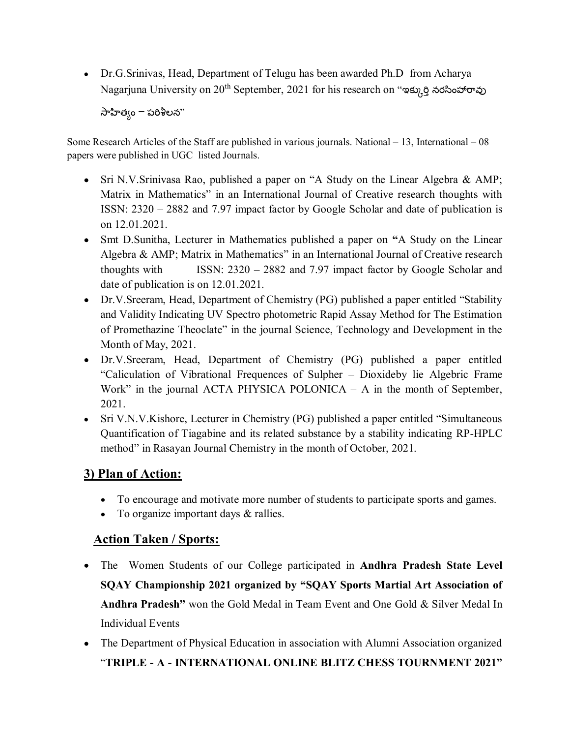- Dr.G.Srinivas, Head, Department of Telugu has been awarded Ph.D from Acharya Nagarjuna University on 20th September, 2021 for his research on "ఇక్కుర్తి నరసింహారావు సాహిత్యం – పరిశీలన"

Some Research Articles of the Staff are published in various journals. National – 13, International – 08 papers were published in UGC listed Journals.

- Sri N.V.Srinivasa Rao, published a paper on "A Study on the Linear Algebra & AMP; Matrix in Mathematics" in an International Journal of Creative research thoughts with ISSN: 2320 – 2882 and 7.97 impact factor by Google Scholar and date of publication is on 12.01.2021.
- Smt D.Sunitha, Lecturer in Mathematics published a paper on **"**A Study on the Linear Algebra & AMP; Matrix in Mathematics" in an International Journal of Creative research thoughts with ISSN: 2320 – 2882 and 7.97 impact factor by Google Scholar and date of publication is on 12.01.2021.
- Dr.V.Sreeram, Head, Department of Chemistry (PG) published a paper entitled "Stability and Validity Indicating UV Spectro photometric Rapid Assay Method for The Estimation of Promethazine Theoclate" in the journal Science, Technology and Development in the Month of May, 2021.
- Dr.V.Sreeram, Head, Department of Chemistry (PG) published a paper entitled "Caliculation of Vibrational Frequences of Sulpher – Dioxideby lie Algebric Frame Work" in the journal ACTA PHYSICA POLONICA – A in the month of September, 2021.
- Sri V.N.V.Kishore, Lecturer in Chemistry (PG) published a paper entitled "Simultaneous Quantification of Tiagabine and its related substance by a stability indicating RP-HPLC method" in Rasayan Journal Chemistry in the month of October, 2021.

## 3) Plan of Action:

- To encourage and motivate more number of students to participate sports and games.
- To organize important days & rallies.

## Action Taken / Sports:

- The Women Students of our College participated in **Andhra Pradesh State Level SQAY Championship 2021 organized by "SQAY Sports Martial Art Association of Andhra Pradesh"** won the Gold Medal in Team Event and One Gold & Silver Medal In Individual Events
- The Department of Physical Education in association with Alumni Association organized "**TRIPLE - A - INTERNATIONAL ONLINE BLITZ CHESS TOURNMENT 2021"**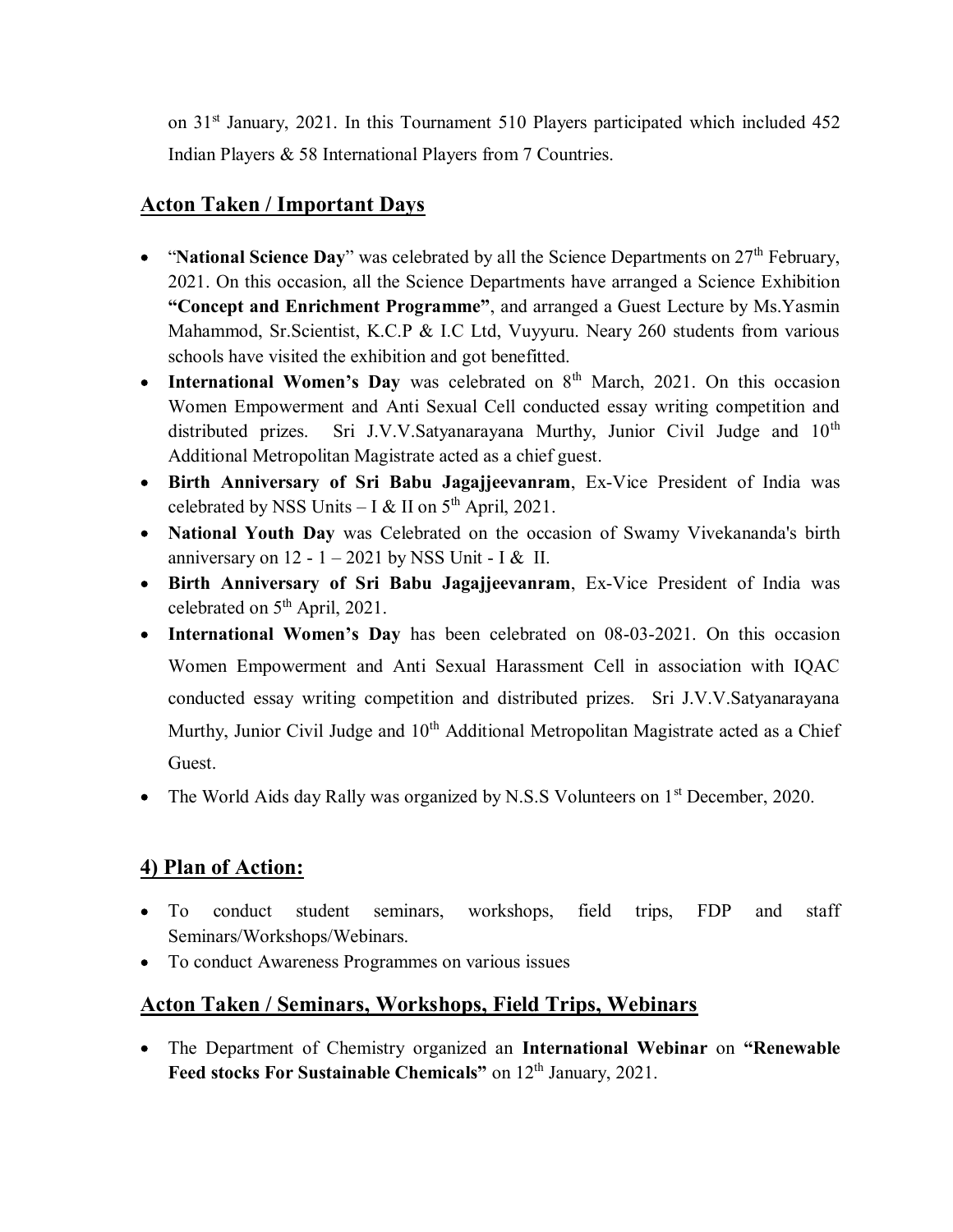on 31st January, 2021. In this Tournament 510 Players participated which included 452 Indian Players & 58 International Players from 7 Countries.

## Acton Taken / Important Days

- "**National Science Day**" was celebrated by all the Science Departments on 27th February, 2021. On this occasion, all the Science Departments have arranged a Science Exhibition **"Concept and Enrichment Programme"**, and arranged a Guest Lecture by Ms.Yasmin Mahammod, Sr.Scientist, K.C.P & I.C Ltd, Vuyyuru. Neary 260 students from various schools have visited the exhibition and got benefitted.
- **International Women's Day** was celebrated on 8th March, 2021. On this occasion Women Empowerment and Anti Sexual Cell conducted essay writing competition and distributed prizes. Sri J.V.V.Satyanarayana Murthy, Junior Civil Judge and 10th Additional Metropolitan Magistrate acted as a chief guest.
- **Birth Anniversary of Sri Babu Jagajjeevanram**, Ex-Vice President of India was celebrated by NSS Units – I & II on 5th April, 2021.
- **National Youth Day** was Celebrated on the occasion of Swamy Vivekananda's birth anniversary on 12 - 1 – 2021 by NSS Unit - I & II.
- **Birth Anniversary of Sri Babu Jagajjeevanram**, Ex-Vice President of India was celebrated on 5th April, 2021.
- **International Women's Day** has been celebrated on 08-03-2021. On this occasion Women Empowerment and Anti Sexual Harassment Cell in association with IQAC conducted essay writing competition and distributed prizes. Sri J.V.V.Satyanarayana Murthy, Junior Civil Judge and 10th Additional Metropolitan Magistrate acted as a Chief Guest.
- The World Aids day Rally was organized by N.S.S Volunteers on 1st December, 2020.

## 4) Plan of Action:

- To conduct student seminars, workshops, field trips, FDP and staff Seminars/Workshops/Webinars.
- To conduct Awareness Programmes on various issues

## Acton Taken / Seminars, Workshops, Field Trips, Webinars

- The Department of Chemistry organized an **International Webinar** on **"Renewable Feed stocks For Sustainable Chemicals"** on 12th January, 2021.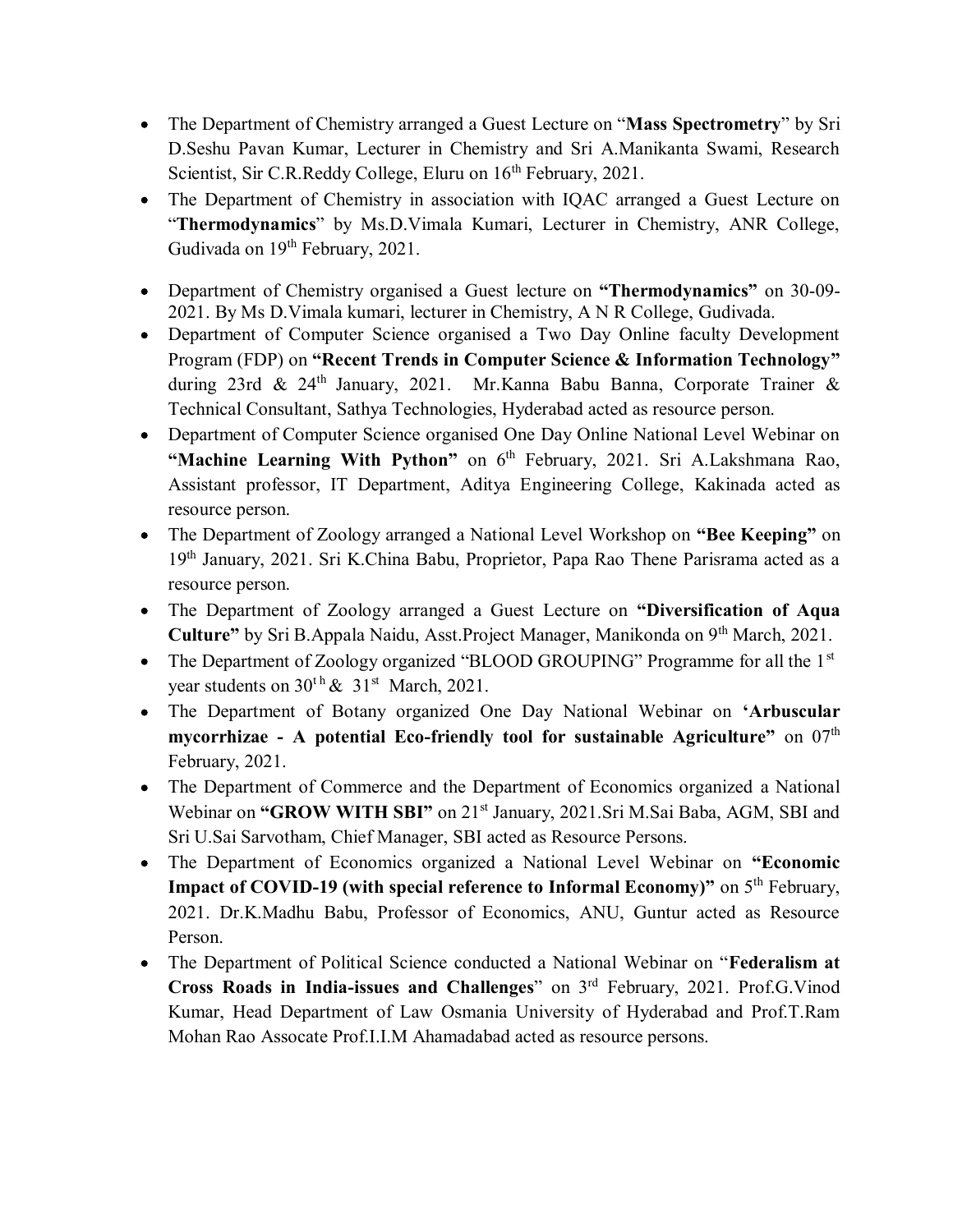- The Department of Chemistry arranged a Guest Lecture on "**Mass Spectrometry**" by Sri D.Seshu Pavan Kumar, Lecturer in Chemistry and Sri A.Manikanta Swami, Research Scientist, Sir C.R.Reddy College, Eluru on 16th February, 2021.
- The Department of Chemistry in association with IQAC arranged a Guest Lecture on "**Thermodynamics**" by Ms.D.Vimala Kumari, Lecturer in Chemistry, ANR College, Gudivada on 19th February, 2021.
- Department of Chemistry organised a Guest lecture on **"Thermodynamics"** on 30-09-2021. By Ms D.Vimala kumari, lecturer in Chemistry, A N R College, Gudivada.
- Department of Computer Science organised a Two Day Online faculty Development Program (FDP) on **"Recent Trends in Computer Science & Information Technology"** during 23rd & 24th January, 2021. Mr.Kanna Babu Banna, Corporate Trainer & Technical Consultant, Sathya Technologies, Hyderabad acted as resource person.
- Department of Computer Science organised One Day Online National Level Webinar on **"Machine Learning With Python"** on 6th February, 2021. Sri A.Lakshmana Rao, Assistant professor, IT Department, Aditya Engineering College, Kakinada acted as resource person.
- The Department of Zoology arranged a National Level Workshop on **"Bee Keeping"** on 19th January, 2021. Sri K.China Babu, Proprietor, Papa Rao Thene Parisrama acted as a resource person.
- The Department of Zoology arranged a Guest Lecture on **"Diversification of Aqua Culture"** by Sri B.Appala Naidu, Asst.Project Manager, Manikonda on 9th March, 2021.
- The Department of Zoology organized "BLOOD GROUPING" Programme for all the 1st year students on 30th & 31st March, 2021.
- The Department of Botany organized One Day National Webinar on **'Arbuscular mycorrhizae - A potential Eco-friendly tool for sustainable Agriculture"** on 07th February, 2021.
- The Department of Commerce and the Department of Economics organized a National Webinar on **"GROW WITH SBI"** on 21st January, 2021.Sri M.Sai Baba, AGM, SBI and Sri U.Sai Sarvotham, Chief Manager, SBI acted as Resource Persons.
- The Department of Economics organized a National Level Webinar on **"Economic Impact of COVID-19 (with special reference to Informal Economy)"** on 5th February, 2021. Dr.K.Madhu Babu, Professor of Economics, ANU, Guntur acted as Resource Person.
- The Department of Political Science conducted a National Webinar on "**Federalism at Cross Roads in India-issues and Challenges**" on 3rd February, 2021. Prof.G.Vinod Kumar, Head Department of Law Osmania University of Hyderabad and Prof.T.Ram Mohan Rao Assocate Prof.I.I.M Ahamadabad acted as resource persons.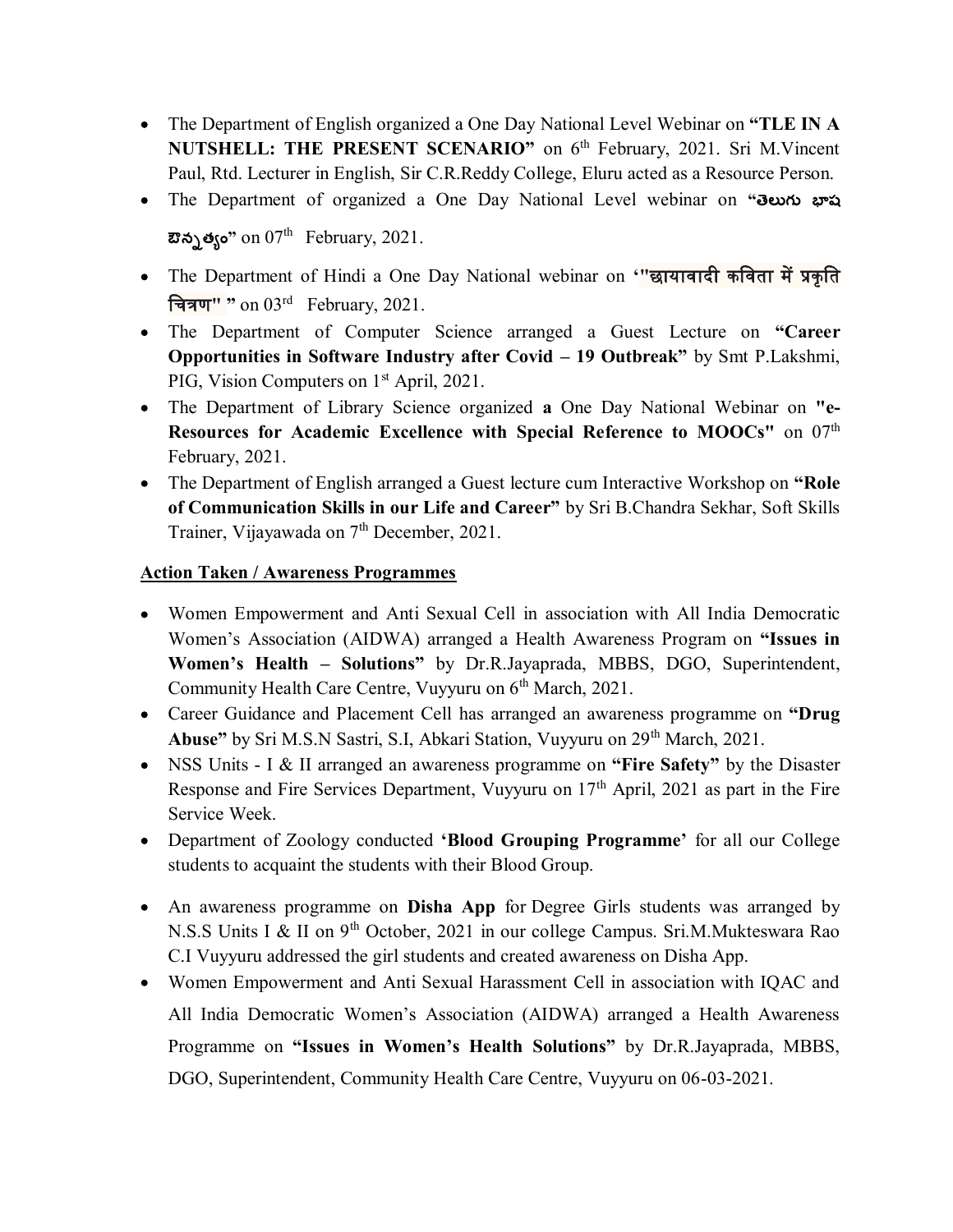- The Department of English organized a One Day National Level Webinar on **"TLE IN A NUTSHELL: THE PRESENT SCENARIO"** on 6th February, 2021. Sri M.Vincent Paul, Rtd. Lecturer in English, Sir C.R.Reddy College, Eluru acted as a Resource Person.
- The Department of organized a One Day National Level webinar on **"తెలుగు భాష ఔన్నత్యం"** on 07th February, 2021.
- The Department of Hindi a One Day National webinar on **'"छायावादी कविता में प्रकृति चित्रण" "** on 03rd February, 2021.
- The Department of Computer Science arranged a Guest Lecture on **"Career Opportunities in Software Industry after Covid – 19 Outbreak"** by Smt P.Lakshmi, PIG, Vision Computers on 1st April, 2021.
- The Department of Library Science organized **a** One Day National Webinar on **"e-Resources for Academic Excellence with Special Reference to MOOCs"** on 07th February, 2021.
- The Department of English arranged a Guest lecture cum Interactive Workshop on **"Role of Communication Skills in our Life and Career"** by Sri B.Chandra Sekhar, Soft Skills Trainer, Vijayawada on 7th December, 2021.

**Action Taken / Awareness Programmes**

- Women Empowerment and Anti Sexual Cell in association with All India Democratic Women's Association (AIDWA) arranged a Health Awareness Program on **"Issues in Women's Health – Solutions"** by Dr.R.Jayaprada, MBBS, DGO, Superintendent, Community Health Care Centre, Vuyyuru on 6th March, 2021.
- Career Guidance and Placement Cell has arranged an awareness programme on **"Drug Abuse"** by Sri M.S.N Sastri, S.I, Abkari Station, Vuyyuru on 29th March, 2021.
- NSS Units - I & II arranged an awareness programme on **"Fire Safety"** by the Disaster Response and Fire Services Department, Vuyyuru on 17th April, 2021 as part in the Fire Service Week.
- Department of Zoology conducted **'Blood Grouping Programme'** for all our College students to acquaint the students with their Blood Group.
- An awareness programme on **Disha App** for Degree Girls students was arranged by N.S.S Units I & II on 9th October, 2021 in our college Campus. Sri.M.Mukteswara Rao C.I Vuyyuru addressed the girl students and created awareness on Disha App.
- Women Empowerment and Anti Sexual Harassment Cell in association with IQAC and All India Democratic Women's Association (AIDWA) arranged a Health Awareness Programme on **"Issues in Women's Health Solutions"** by Dr.R.Jayaprada, MBBS, DGO, Superintendent, Community Health Care Centre, Vuyyuru on 06-03-2021.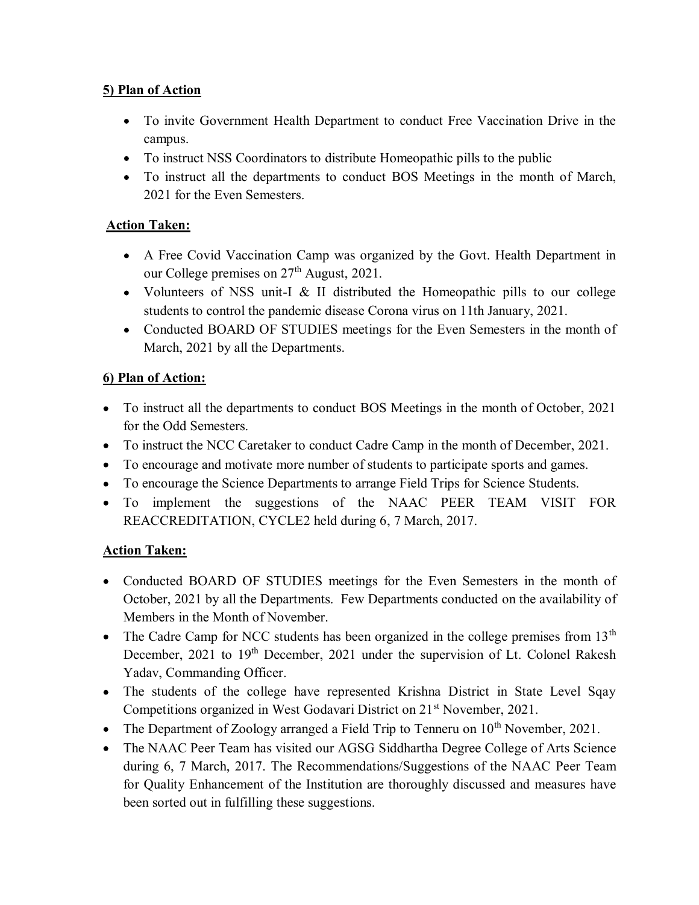**5) Plan of Action**

- To invite Government Health Department to conduct Free Vaccination Drive in the campus.
- To instruct NSS Coordinators to distribute Homeopathic pills to the public
- To instruct all the departments to conduct BOS Meetings in the month of March, 2021 for the Even Semesters.

**Action Taken:**

- A Free Covid Vaccination Camp was organized by the Govt. Health Department in our College premises on 27th August, 2021.
- Volunteers of NSS unit-I & II distributed the Homeopathic pills to our college students to control the pandemic disease Corona virus on 11th January, 2021.
- Conducted BOARD OF STUDIES meetings for the Even Semesters in the month of March, 2021 by all the Departments.

**6) Plan of Action:**

- To instruct all the departments to conduct BOS Meetings in the month of October, 2021 for the Odd Semesters.
- To instruct the NCC Caretaker to conduct Cadre Camp in the month of December, 2021.
- To encourage and motivate more number of students to participate sports and games.
- To encourage the Science Departments to arrange Field Trips for Science Students.
- To implement the suggestions of the NAAC PEER TEAM VISIT FOR REACCREDITATION, CYCLE2 held during 6, 7 March, 2017.

**Action Taken:**

- Conducted BOARD OF STUDIES meetings for the Even Semesters in the month of October, 2021 by all the Departments. Few Departments conducted on the availability of Members in the Month of November.
- The Cadre Camp for NCC students has been organized in the college premises from 13th December, 2021 to 19th December, 2021 under the supervision of Lt. Colonel Rakesh Yadav, Commanding Officer.
- The students of the college have represented Krishna District in State Level Sqay Competitions organized in West Godavari District on 21st November, 2021.
- The Department of Zoology arranged a Field Trip to Tenneru on 10th November, 2021.
- The NAAC Peer Team has visited our AGSG Siddhartha Degree College of Arts Science during 6, 7 March, 2017. The Recommendations/Suggestions of the NAAC Peer Team for Quality Enhancement of the Institution are thoroughly discussed and measures have been sorted out in fulfilling these suggestions.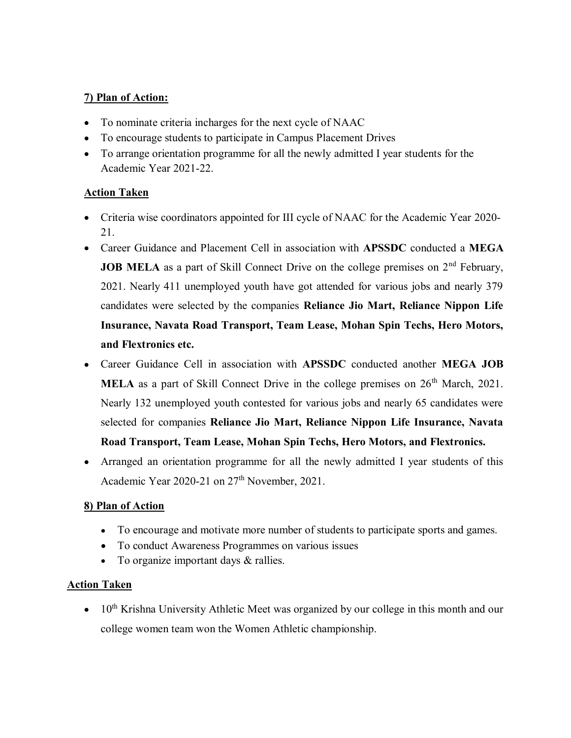**7) Plan of Action:**

- To nominate criteria incharges for the next cycle of NAAC
- To encourage students to participate in Campus Placement Drives
- To arrange orientation programme for all the newly admitted I year students for the Academic Year 2021-22.

**Action Taken**

- Criteria wise coordinators appointed for III cycle of NAAC for the Academic Year 2020-21.
- Career Guidance and Placement Cell in association with **APSSDC** conducted a **MEGA JOB MELA** as a part of Skill Connect Drive on the college premises on 2nd February, 2021. Nearly 411 unemployed youth have got attended for various jobs and nearly 379 candidates were selected by the companies **Reliance Jio Mart, Reliance Nippon Life Insurance, Navata Road Transport, Team Lease, Mohan Spin Techs, Hero Motors, and Flextronics etc.**
- Career Guidance Cell in association with **APSSDC** conducted another **MEGA JOB MELA** as a part of Skill Connect Drive in the college premises on 26th March, 2021. Nearly 132 unemployed youth contested for various jobs and nearly 65 candidates were selected for companies **Reliance Jio Mart, Reliance Nippon Life Insurance, Navata Road Transport, Team Lease, Mohan Spin Techs, Hero Motors, and Flextronics.**
- Arranged an orientation programme for all the newly admitted I year students of this Academic Year 2020-21 on 27th November, 2021.

**8) Plan of Action**

- To encourage and motivate more number of students to participate sports and games.
- To conduct Awareness Programmes on various issues
- To organize important days & rallies.

**Action Taken**

- 10th Krishna University Athletic Meet was organized by our college in this month and our college women team won the Women Athletic championship.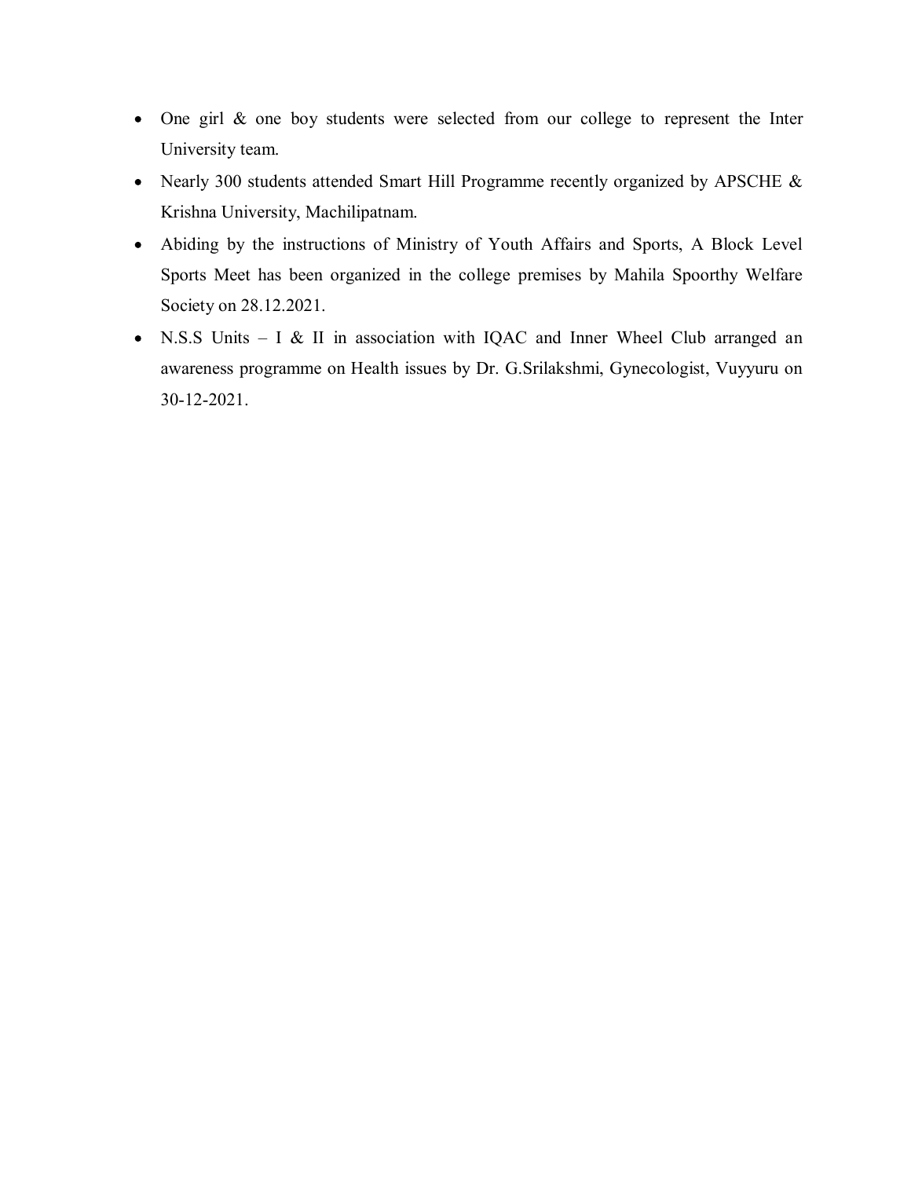- One girl & one boy students were selected from our college to represent the Inter University team.
- Nearly 300 students attended Smart Hill Programme recently organized by APSCHE & Krishna University, Machilipatnam.
- Abiding by the instructions of Ministry of Youth Affairs and Sports, A Block Level Sports Meet has been organized in the college premises by Mahila Spoorthy Welfare Society on 28.12.2021.
- N.S.S Units – I & II in association with IQAC and Inner Wheel Club arranged an awareness programme on Health issues by Dr. G.Srilakshmi, Gynecologist, Vuyyuru on 30-12-2021.